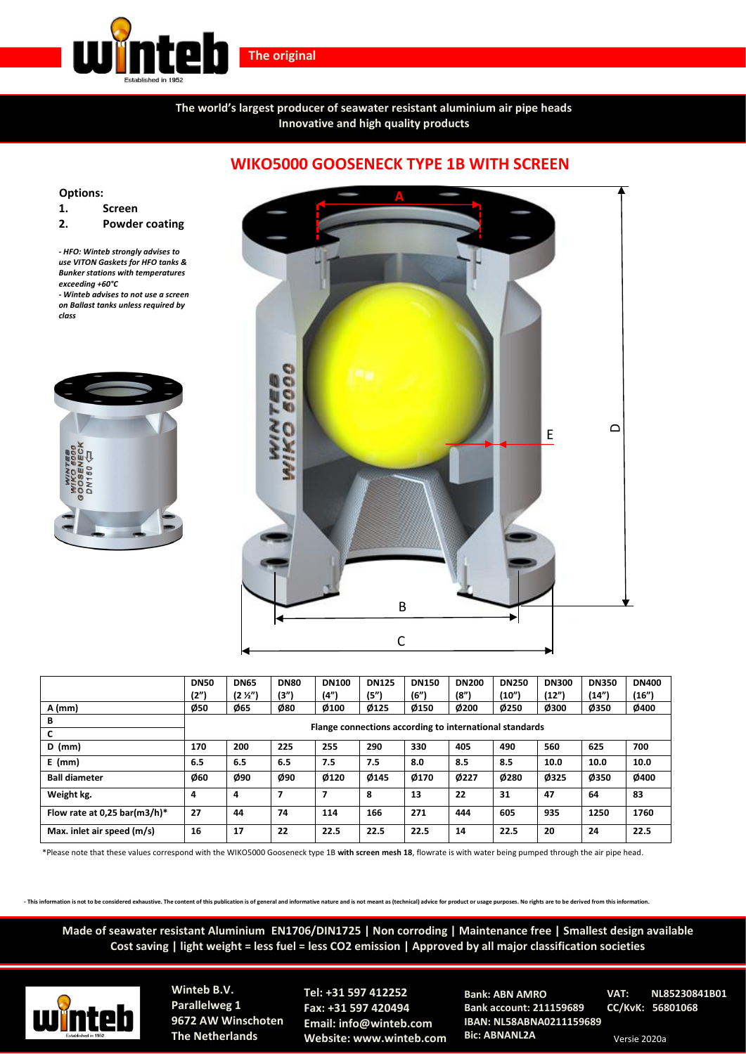The original

**The world's largest producer of seawater resistant aluminium air pipe heads**
**Innovative and high quality products**

# WIKO5000 GOOSENECK TYPE 1B WITH SCREEN

**Options:**

1. **Screen**
2. **Powder coating**

*- HFO: Winteb strongly advises to use VITON Gaskets for HFO tanks & Bunker stations with temperatures exceeding +60°C*
*- Winteb advises to not use a screen on Ballast tanks unless required by class*

| | DN50 (2") | DN65 (2 ½") | DN80 (3") | DN100 (4") | DN125 (5") | DN150 (6") | DN200 (8") | DN250 (10") | DN300 (12") | DN350 (14") | DN400 (16") |
|---|---|---|---|---|---|---|---|---|---|---|---|
| A (mm) | Ø50 | Ø65 | Ø80 | Ø100 | Ø125 | Ø150 | Ø200 | Ø250 | Ø300 | Ø350 | Ø400 |
| B | Flange connections according to international standards | | | | | | | | | | |
| C | | | | | | | | | | | |
| D (mm) | 170 | 200 | 225 | 255 | 290 | 330 | 405 | 490 | 560 | 625 | 700 |
| E (mm) | 6.5 | 6.5 | 6.5 | 7.5 | 7.5 | 8.0 | 8.5 | 8.5 | 10.0 | 10.0 | 10.0 |
| Ball diameter | Ø60 | Ø90 | Ø90 | Ø120 | Ø145 | Ø170 | Ø227 | Ø280 | Ø325 | Ø350 | Ø400 |
| Weight kg. | 4 | 4 | 7 | 7 | 8 | 13 | 22 | 31 | 47 | 64 | 83 |
| Flow rate at 0,25 bar(m3/h)* | 27 | 44 | 74 | 114 | 166 | 271 | 444 | 605 | 935 | 1250 | 1760 |
| Max. inlet air speed (m/s) | 16 | 17 | 22 | 22.5 | 22.5 | 22.5 | 14 | 22.5 | 20 | 24 | 22.5 |

*Please note that these values correspond with the WIKO5000 Gooseneck type 1B **with screen mesh 18**, flowrate is with water being pumped through the air pipe head.

- This information is not to be considered exhaustive. The content of this publication is of general and informative nature and is not meant as (technical) advice for product or usage purposes. No rights are to be derived from this information.

**Made of seawater resistant Aluminium EN1706/DIN1725 | Non corroding | Maintenance free | Smallest design available**
**Cost saving | light weight = less fuel = less CO2 emission | Approved by all major classification societies**

**Winteb B.V.**
**Parallelweg 1**
**9672 AW Winschoten**
**The Netherlands**

**Tel: +31 597 412252**
**Fax: +31 597 420494**
**Email: info@winteb.com**
**Website: www.winteb.com**

**Bank: ABN AMRO**
**Bank account: 211159689**
**IBAN: NL58ABNA0211159689**
**Bic: ABNANL2A**

**VAT: NL85230841B01**
**CC/KvK: 56801068**

Versie 2020a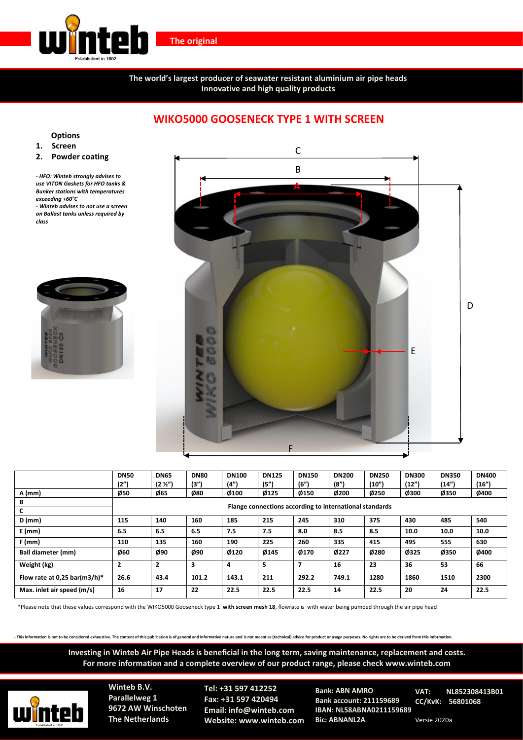The original

The world's largest producer of seawater resistant aluminium air pipe heads
Innovative and high quality products

# WIKO5000 GOOSENECK TYPE 1 WITH SCREEN

**Options**

1. **Screen**
2. **Powder coating**

***- HFO: Winteb strongly advises to use VITON Gaskets for HFO tanks & Bunker stations with temperatures exceeding +60°C***
***- Winteb advises to not use a screen on Ballast tanks unless required by class***

C

B

A

D

E

F

| | DN50 (2") | DN65 (2 ½") | DN80 (3") | DN100 (4") | DN125 (5") | DN150 (6") | DN200 (8") | DN250 (10") | DN300 (12") | DN350 (14") | DN400 (16") |
|---|---|---|---|---|---|---|---|---|---|---|---|
| A (mm) | Ø50 | Ø65 | Ø80 | Ø100 | Ø125 | Ø150 | Ø200 | Ø250 | Ø300 | Ø350 | Ø400 |
| B | Flange connections according to international standards | | | | | | | | | | |
| C | | | | | | | | | | | |
| D (mm) | 115 | 140 | 160 | 185 | 215 | 245 | 310 | 375 | 430 | 485 | 540 |
| E (mm) | 6.5 | 6.5 | 6.5 | 7.5 | 7.5 | 8.0 | 8.5 | 8.5 | 10.0 | 10.0 | 10.0 |
| F (mm) | 110 | 135 | 160 | 190 | 225 | 260 | 335 | 415 | 495 | 555 | 630 |
| Ball diameter (mm) | Ø60 | Ø90 | Ø90 | Ø120 | Ø145 | Ø170 | Ø227 | Ø280 | Ø325 | Ø350 | Ø400 |
| Weight (kg) | 2 | 2 | 3 | 4 | 5 | 7 | 16 | 23 | 36 | 53 | 66 |
| Flow rate at 0,25 bar(m3/h)* | 26.6 | 43.4 | 101.2 | 143.1 | 211 | 292.2 | 749.1 | 1280 | 1860 | 1510 | 2300 |
| Max. inlet air speed (m/s) | 16 | 17 | 22 | 22.5 | 22.5 | 22.5 | 14 | 22.5 | 20 | 24 | 22.5 |

*Please note that these values correspond with the WIKO5000 Gooseneck type 1 **with screen mesh 18**, flowrate is with water being pumped through the air pipe head

- This information is not to be considered exhaustive. The content of this publication is of general and informative nature and is not meant as (technical) advice for product or usage purposes. No rights are to be derived from this information.

**Investing in Winteb Air Pipe Heads is beneficial in the long term, saving maintenance, replacement and costs.**
**For more information and a complete overview of our product range, please check www.winteb.com**

**Winteb B.V.**
**Parallelweg 1**
**9672 AW Winschoten**
**The Netherlands**

**Tel: +31 597 412252**
**Fax: +31 597 420494**
**Email: info@winteb.com**
**Website: www.winteb.com**

**Bank: ABN AMRO**
**Bank account: 211159689**
**IBAN: NL58ABNA0211159689**
**Bic: ABNANL2A**

**VAT: NL852308413B01**
**CC/KvK: 56801068**

Versie 2020a